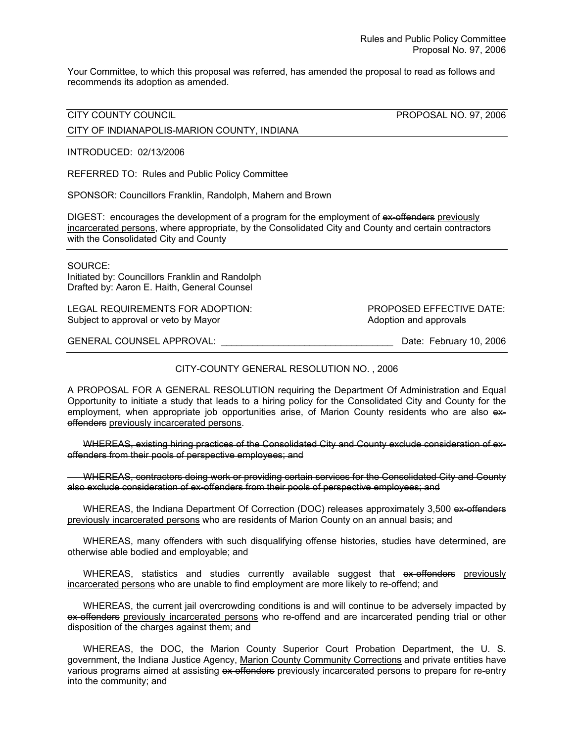Rules and Public Policy Committee
Proposal No. 97, 2006

Your Committee, to which this proposal was referred, has amended the proposal to read as follows and recommends its adoption as amended.

CITY COUNTY COUNCIL PROPOSAL NO. 97, 2006

CITY OF INDIANAPOLIS-MARION COUNTY, INDIANA

INTRODUCED: 02/13/2006

REFERRED TO: Rules and Public Policy Committee

SPONSOR: Councillors Franklin, Randolph, Mahern and Brown

DIGEST: encourages the development of a program for the employment of ~~ex-offenders~~ <u>previously incarcerated persons</u>, where appropriate, by the Consolidated City and County and certain contractors with the Consolidated City and County

SOURCE:
Initiated by: Councillors Franklin and Randolph
Drafted by: Aaron E. Haith, General Counsel

LEGAL REQUIREMENTS FOR ADOPTION: Subject to approval or veto by Mayor

PROPOSED EFFECTIVE DATE: Adoption and approvals

GENERAL COUNSEL APPROVAL: ________________________________ Date: February 10, 2006

CITY-COUNTY GENERAL RESOLUTION NO. , 2006

A PROPOSAL FOR A GENERAL RESOLUTION requiring the Department Of Administration and Equal Opportunity to initiate a study that leads to a hiring policy for the Consolidated City and County for the employment, when appropriate job opportunities arise, of Marion County residents who are also ~~ex-offenders~~ <u>previously incarcerated persons</u>.

~~WHEREAS, existing hiring practices of the Consolidated City and County exclude consideration of ex-offenders from their pools of perspective employees; and~~

~~WHEREAS, contractors doing work or providing certain services for the Consolidated City and County also exclude consideration of ex-offenders from their pools of perspective employees; and~~

WHEREAS, the Indiana Department Of Correction (DOC) releases approximately 3,500 ~~ex-offenders~~ <u>previously incarcerated persons</u> who are residents of Marion County on an annual basis; and

WHEREAS, many offenders with such disqualifying offense histories, studies have determined, are otherwise able bodied and employable; and

WHEREAS, statistics and studies currently available suggest that ~~ex-offenders~~ <u>previously incarcerated persons</u> who are unable to find employment are more likely to re-offend; and

WHEREAS, the current jail overcrowding conditions is and will continue to be adversely impacted by ~~ex-offenders~~ <u>previously incarcerated persons</u> who re-offend and are incarcerated pending trial or other disposition of the charges against them; and

WHEREAS, the DOC, the Marion County Superior Court Probation Department, the U. S. government, the Indiana Justice Agency, <u>Marion County Community Corrections</u> and private entities have various programs aimed at assisting ~~ex-offenders~~ <u>previously incarcerated persons</u> to prepare for re-entry into the community; and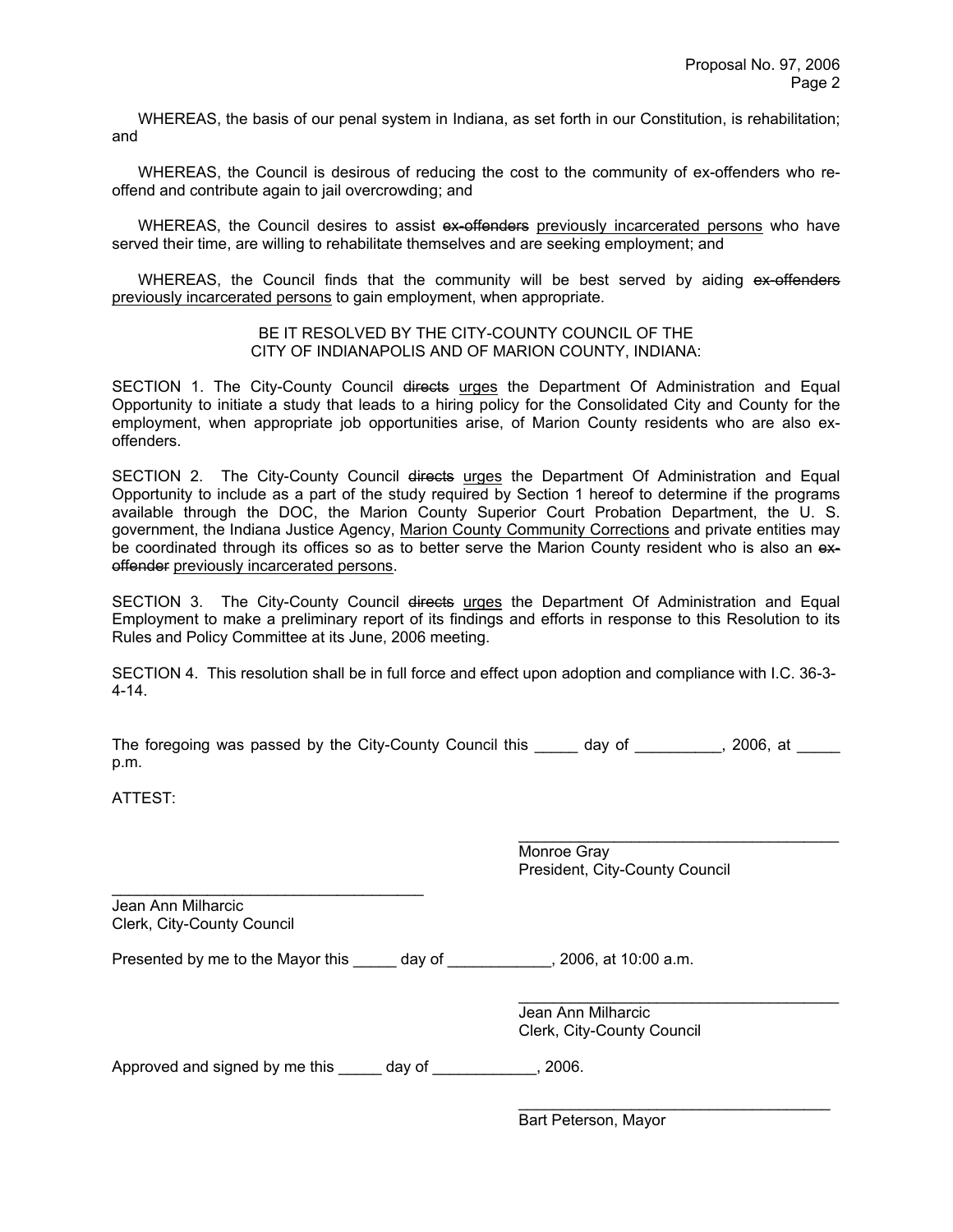WHEREAS, the basis of our penal system in Indiana, as set forth in our Constitution, is rehabilitation; and

WHEREAS, the Council is desirous of reducing the cost to the community of ex-offenders who re-offend and contribute again to jail overcrowding; and

WHEREAS, the Council desires to assist ~~ex-offenders~~ <u>previously incarcerated persons</u> who have served their time, are willing to rehabilitate themselves and are seeking employment; and

WHEREAS, the Council finds that the community will be best served by aiding ~~ex-offenders~~ <u>previously incarcerated persons</u> to gain employment, when appropriate.

BE IT RESOLVED BY THE CITY-COUNTY COUNCIL OF THE
CITY OF INDIANAPOLIS AND OF MARION COUNTY, INDIANA:

SECTION 1. The City-County Council ~~directs~~ <u>urges</u> the Department Of Administration and Equal Opportunity to initiate a study that leads to a hiring policy for the Consolidated City and County for the employment, when appropriate job opportunities arise, of Marion County residents who are also ex-offenders.

SECTION 2. The City-County Council ~~directs~~ <u>urges</u> the Department Of Administration and Equal Opportunity to include as a part of the study required by Section 1 hereof to determine if the programs available through the DOC, the Marion County Superior Court Probation Department, the U. S. government, the Indiana Justice Agency, <u>Marion County Community Corrections</u> and private entities may be coordinated through its offices so as to better serve the Marion County resident who is also an ~~ex-offender~~ <u>previously incarcerated persons</u>.

SECTION 3. The City-County Council ~~directs~~ <u>urges</u> the Department Of Administration and Equal Employment to make a preliminary report of its findings and efforts in response to this Resolution to its Rules and Policy Committee at its June, 2006 meeting.

SECTION 4. This resolution shall be in full force and effect upon adoption and compliance with I.C. 36-3-4-14.

The foregoing was passed by the City-County Council this _____ day of __________, 2006, at _____ p.m.

ATTEST:

______________________________________
Monroe Gray
President, City-County Council

______________________________________
Jean Ann Milharcic
Clerk, City-County Council

Presented by me to the Mayor this _____ day of ____________, 2006, at 10:00 a.m.

______________________________________
Jean Ann Milharcic
Clerk, City-County Council

Approved and signed by me this _____ day of ____________, 2006.

______________________________________
Bart Peterson, Mayor